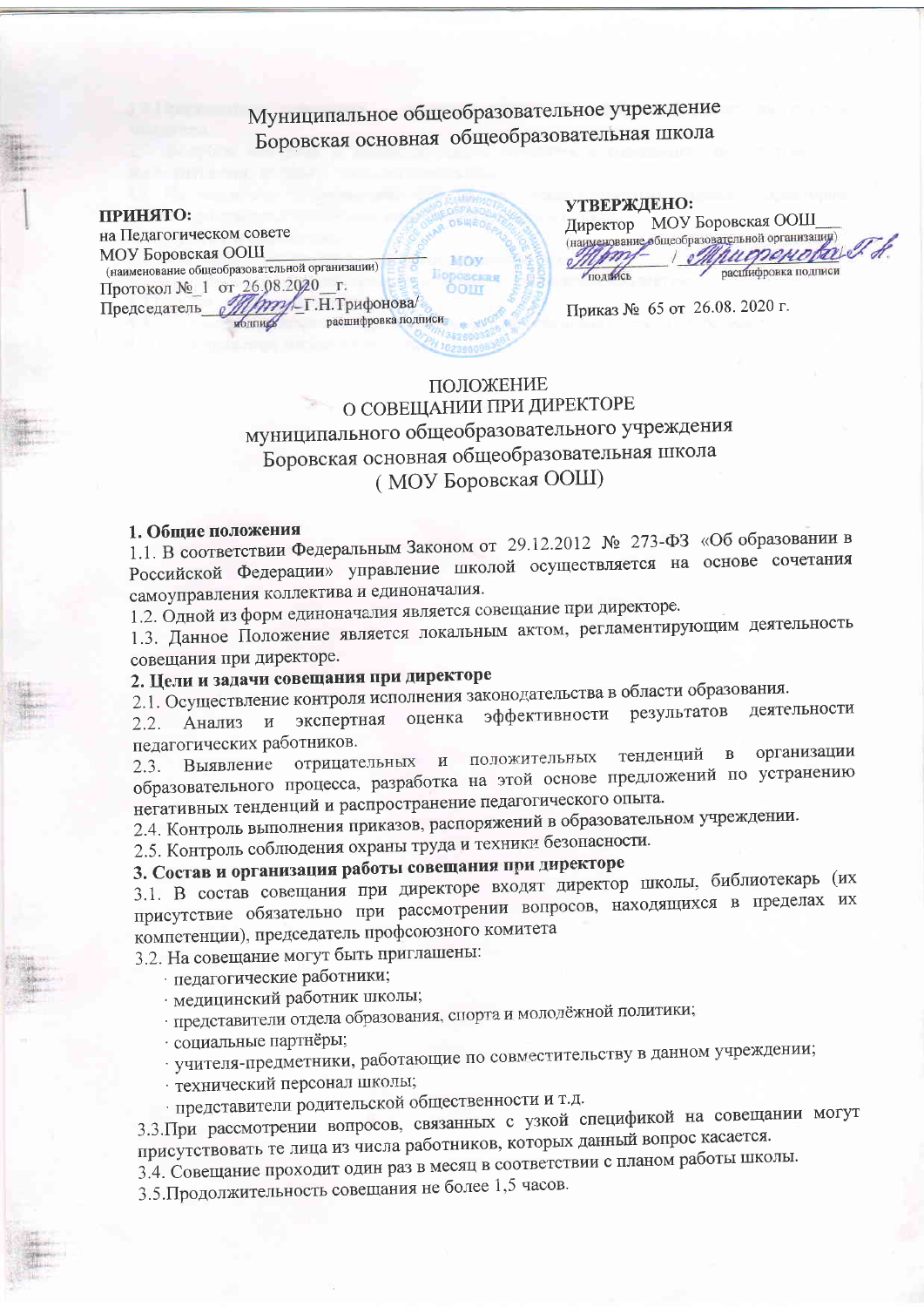Муниципальное общеобразовательное учреждение
Боровская основная общеобразовательная школа

**ПРИНЯТО:**
на Педагогическом совете
МОУ Боровская ООШ
(наименование общеобразовательной организации)
Протокол № 1 от 26.08.2020 г.
Председатель __________ Г.Н.Трифонова/
подпись расшифровка подписи

**УТВЕРЖДЕНО:**
Директор МОУ Боровская ООШ
(наименование общеобразовательной организации)
__________ / __________
подпись расшифровка подписи

Приказ № 65 от 26.08. 2020 г.

# ПОЛОЖЕНИЕ
# О СОВЕЩАНИИ ПРИ ДИРЕКТОРЕ
# муниципального общеобразовательного учреждения Боровская основная общеобразовательная школа ( МОУ Боровская ООШ)

**1. Общие положения**

1.1. В соответствии Федеральным Законом от 29.12.2012 № 273-ФЗ «Об образовании в Российской Федерации» управление школой осуществляется на основе сочетания самоуправления коллектива и единоначалия.

1.2. Одной из форм единоначалия является совещание при директоре.

1.3. Данное Положение является локальным актом, регламентирующим деятельность совещания при директоре.

**2. Цели и задачи совещания при директоре**

2.1. Осуществление контроля исполнения законодательства в области образования.

2.2. Анализ и экспертная оценка эффективности результатов деятельности педагогических работников.

2.3. Выявление отрицательных и положительных тенденций в организации образовательного процесса, разработка на этой основе предложений по устранению негативных тенденций и распространение педагогического опыта.

2.4. Контроль выполнения приказов, распоряжений в образовательном учреждении.

2.5. Контроль соблюдения охраны труда и техники безопасности.

**3. Состав и организация работы совещания при директоре**

3.1. В состав совещания при директоре входят директор школы, библиотекарь (их присутствие обязательно при рассмотрении вопросов, находящихся в пределах их компетенции), председатель профсоюзного комитета

3.2. На совещание могут быть приглашены:

- педагогические работники;
- медицинский работник школы;
- представители отдела образования, спорта и молодёжной политики;
- социальные партнёры;
- учителя-предметники, работающие по совместительству в данном учреждении;
- технический персонал школы;
- представители родительской общественности и т.д.

3.3.При рассмотрении вопросов, связанных с узкой спецификой на совещании могут присутствовать те лица из числа работников, которых данный вопрос касается.

3.4. Совещание проходит один раз в месяц в соответствии с планом работы школы.

3.5.Продолжительность совещания не более 1,5 часов.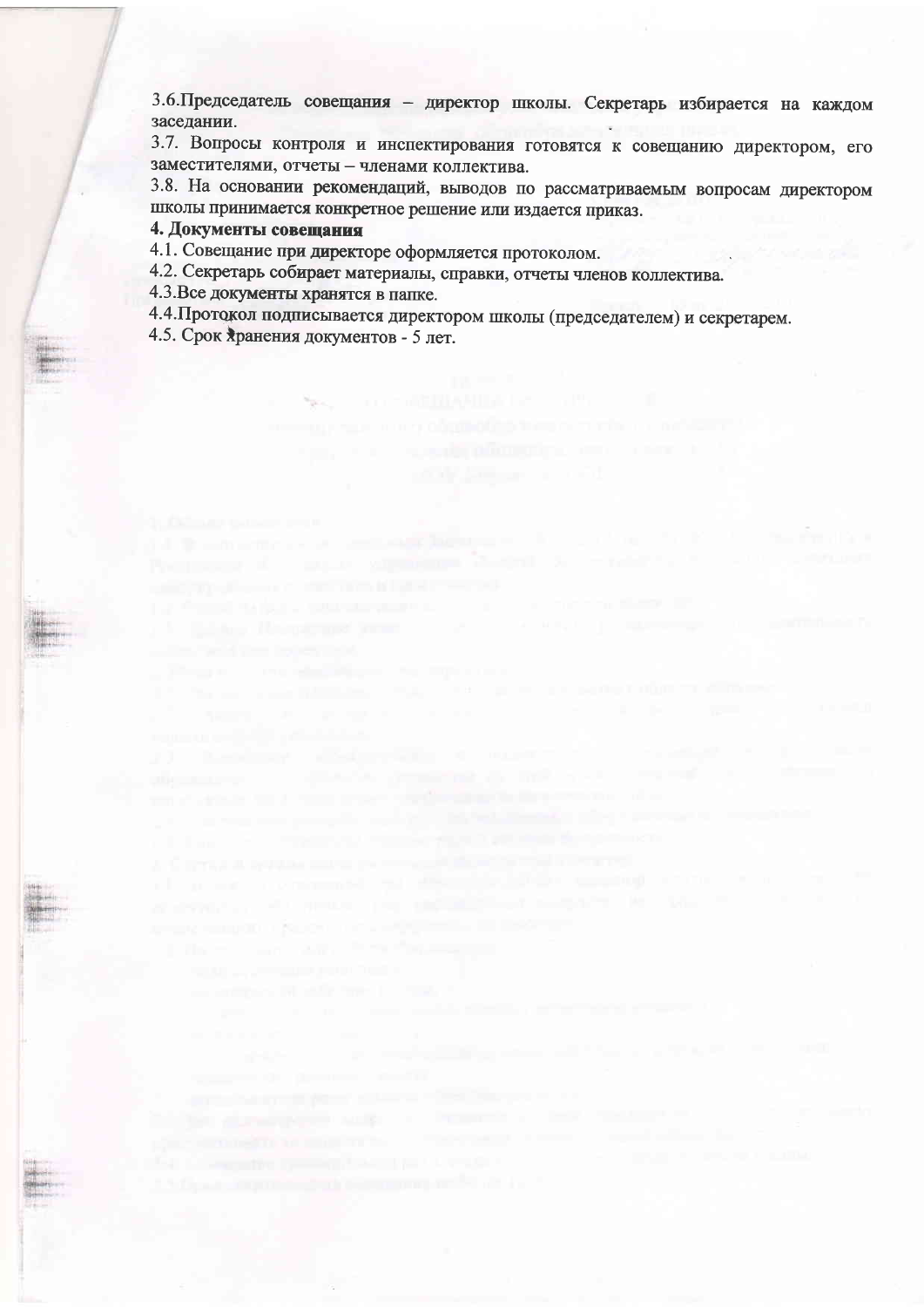3.6.Председатель совещания – директор школы. Секретарь избирается на каждом заседании.

3.7. Вопросы контроля и инспектирования готовятся к совещанию директором, его заместителями, отчеты – членами коллектива.

3.8. На основании рекомендаций, выводов по рассматриваемым вопросам директором школы принимается конкретное решение или издается приказ.

**4. Документы совещания**

4.1. Совещание при директоре оформляется протоколом.

4.2. Секретарь собирает материалы, справки, отчеты членов коллектива.

4.3.Все документы хранятся в папке.

4.4.Протокол подписывается директором школы (председателем) и секретарем.

4.5. Срок хранения документов - 5 лет.